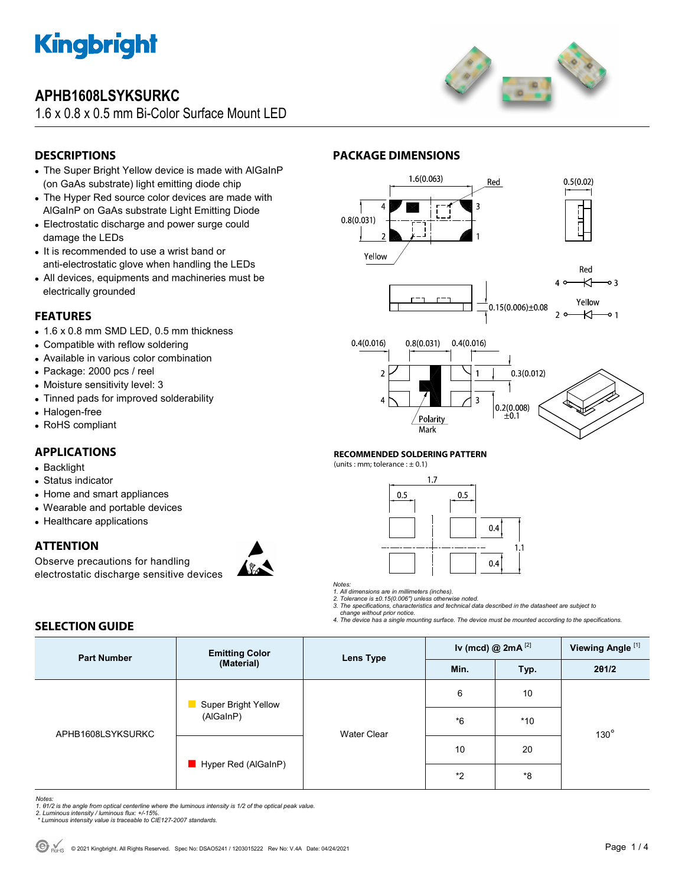# APHB1608LSYKSURKC

1.6 x 0.8 x 0.5 mm Bi-Color Surface Mount LED

## DESCRIPTIONS

- The Super Bright Yellow device is made with AlGaInP (on GaAs substrate) light emitting diode chip
- The Hyper Red source color devices are made with AlGaInP on GaAs substrate Light Emitting Diode
- Electrostatic discharge and power surge could damage the LEDs
- It is recommended to use a wrist band or anti-electrostatic glove when handling the LEDs
- All devices, equipments and machineries must be electrically grounded

## FEATURES

- 1.6 x 0.8 mm SMD LED, 0.5 mm thickness
- Compatible with reflow soldering
- Available in various color combination
- Package: 2000 pcs / reel
- Moisture sensitivity level: 3
- Tinned pads for improved solderability
- Halogen-free
- RoHS compliant

## APPLICATIONS

- Backlight
- Status indicator
- Home and smart appliances
- Wearable and portable devices
- Healthcare applications

## ATTENTION

Observe precautions for handling electrostatic discharge sensitive devices

## PACKAGE DIMENSIONS

### RECOMMENDED SOLDERING PATTERN

(units : mm; tolerance : ± 0.1)

*Notes:*
*1. All dimensions are in millimeters (inches).*
*2. Tolerance is ±0.15(0.006") unless otherwise noted.*
*3. The specifications, characteristics and technical data described in the datasheet are subject to change without prior notice.*
*4. The device has a single mounting surface. The device must be mounted according to the specifications.*

## SELECTION GUIDE

| Part Number | Emitting Color (Material) | Lens Type | Iv (mcd) @ 2mA [2] | | Viewing Angle [1] |
|---|---|---|---|---|---|
| | | | Min. | Typ. | 2θ1/2 |
| APHB1608LSYKSURKC | Super Bright Yellow (AlGaInP) | Water Clear | 6 | 10 | 130° |
| | | | *6 | *10 | |
| | Hyper Red (AlGaInP) | | 10 | 20 | |
| | | | *2 | *8 | |

*Notes:*
*1. θ1/2 is the angle from optical centerline where the luminous intensity is 1/2 of the optical peak value.*
*2. Luminous intensity / luminous flux: +/-15%.*
*\* Luminous intensity value is traceable to CIE127-2007 standards.*

© 2021 Kingbright. All Rights Reserved. Spec No: DSAO5241 / 1203015222 Rev No: V.4A Date: 04/24/2021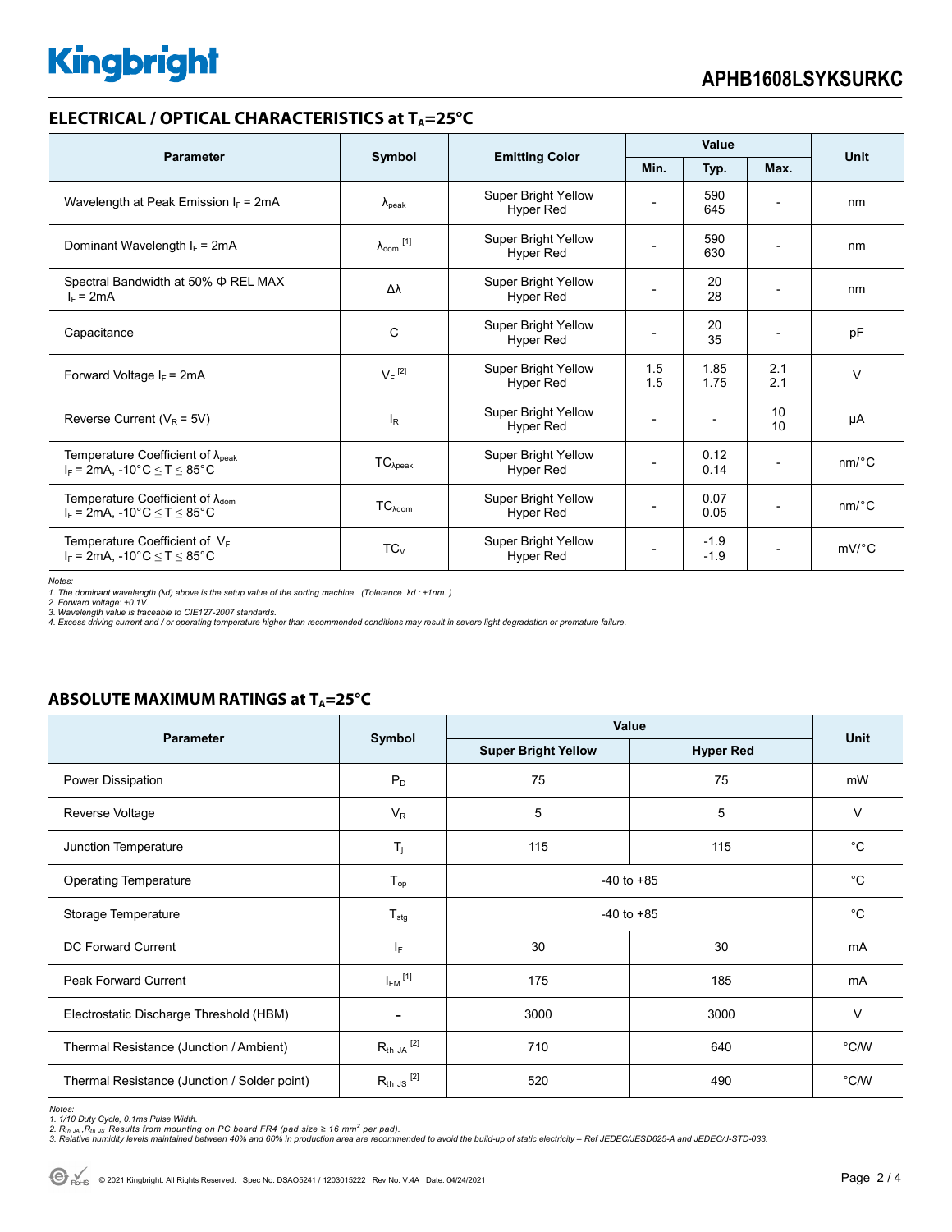## ELECTRICAL / OPTICAL CHARACTERISTICS at $T_A$=25°C

| Parameter | Symbol | Emitting Color | Value | | | Unit |
|---|---|---|---|---|---|---|
| | | | Min. | Typ. | Max. | |
| Wavelength at Peak Emission $I_F$ = 2mA | $\lambda_{peak}$ | Super Bright Yellow<br>Hyper Red | - | 590<br>645 | - | nm |
| Dominant Wavelength $I_F$ = 2mA | $\lambda_{dom}$ [1] | Super Bright Yellow<br>Hyper Red | - | 590<br>630 | - | nm |
| Spectral Bandwidth at 50% Φ REL MAX<br>$I_F$ = 2mA | Δλ | Super Bright Yellow<br>Hyper Red | - | 20<br>28 | - | nm |
| Capacitance | C | Super Bright Yellow<br>Hyper Red | - | 20<br>35 | - | pF |
| Forward Voltage $I_F$ = 2mA | $V_F$ [2] | Super Bright Yellow<br>Hyper Red | 1.5<br>1.5 | 1.85<br>1.75 | 2.1<br>2.1 | V |
| Reverse Current ($V_R$ = 5V) | $I_R$ | Super Bright Yellow<br>Hyper Red | - | - | 10<br>10 | µA |
| Temperature Coefficient of $\lambda_{peak}$<br>$I_F$ = 2mA, -10°C ≤ T ≤ 85°C | $TC_{\lambda peak}$ | Super Bright Yellow<br>Hyper Red | - | 0.12<br>0.14 | - | nm/°C |
| Temperature Coefficient of $\lambda_{dom}$<br>$I_F$ = 2mA, -10°C ≤ T ≤ 85°C | $TC_{\lambda dom}$ | Super Bright Yellow<br>Hyper Red | - | 0.07<br>0.05 | - | nm/°C |
| Temperature Coefficient of $V_F$<br>$I_F$ = 2mA, -10°C ≤ T ≤ 85°C | $TC_V$ | Super Bright Yellow<br>Hyper Red | - | -1.9<br>-1.9 | - | mV/°C |

*Notes:*
*1. The dominant wavelength (λd) above is the setup value of the sorting machine. (Tolerance λd : ±1nm. )*
*2. Forward voltage: ±0.1V.*
*3. Wavelength value is traceable to CIE127-2007 standards.*
*4. Excess driving current and / or operating temperature higher than recommended conditions may result in severe light degradation or premature failure.*

## ABSOLUTE MAXIMUM RATINGS at $T_A$=25°C

| Parameter | Symbol | Value | | Unit |
|---|---|---|---|---|
| | | Super Bright Yellow | Hyper Red | |
| Power Dissipation | $P_D$ | 75 | 75 | mW |
| Reverse Voltage | $V_R$ | 5 | 5 | V |
| Junction Temperature | $T_j$ | 115 | 115 | °C |
| Operating Temperature | $T_{op}$ | -40 to +85 | | °C |
| Storage Temperature | $T_{stg}$ | -40 to +85 | | °C |
| DC Forward Current | $I_F$ | 30 | 30 | mA |
| Peak Forward Current | $I_{FM}$ [1] | 175 | 185 | mA |
| Electrostatic Discharge Threshold (HBM) | - | 3000 | 3000 | V |
| Thermal Resistance (Junction / Ambient) | $R_{th\ JA}$ [2] | 710 | 640 | °C/W |
| Thermal Resistance (Junction / Solder point) | $R_{th\ JS}$ [2] | 520 | 490 | °C/W |

*Notes:*
*1. 1/10 Duty Cycle, 0.1ms Pulse Width.*
*2. $R_{th\ JA}$, $R_{th\ JS}$ Results from mounting on PC board FR4 (pad size ≥ 16 $mm^2$ per pad).*
*3. Relative humidity levels maintained between 40% and 60% in production area are recommended to avoid the build-up of static electricity – Ref JEDEC/JESD625-A and JEDEC/J-STD-033.*

© 2021 Kingbright. All Rights Reserved. Spec No: DSAO5241 / 1203015222 Rev No: V.4A Date: 04/24/2021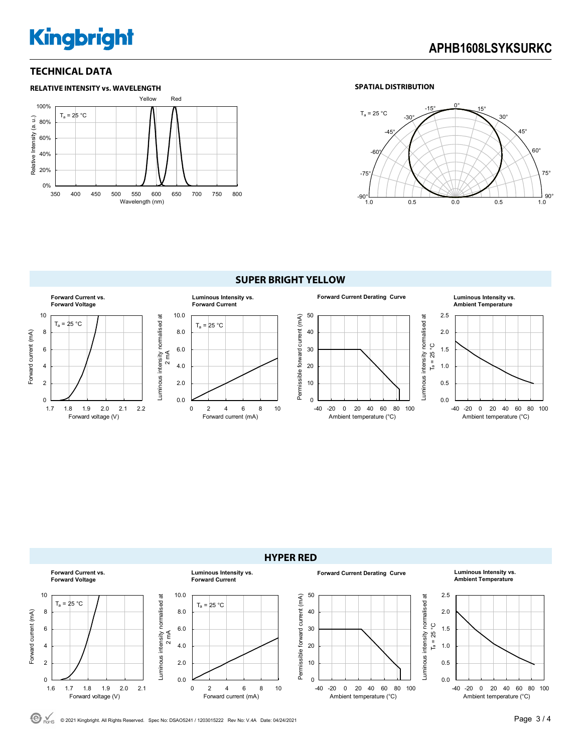## TECHNICAL DATA

**RELATIVE INTENSITY vs. WAVELENGTH**

**SPATIAL DISTRIBUTION**

## SUPER BRIGHT YELLOW

**Forward Current vs. Forward Voltage**

**Luminous Intensity vs. Forward Current**

**Forward Current Derating Curve**

**Luminous Intensity vs. Ambient Temperature**

## HYPER RED

**Forward Current vs. Forward Voltage**

**Luminous Intensity vs. Forward Current**

**Forward Current Derating Curve**

**Luminous Intensity vs. Ambient Temperature**

© 2021 Kingbright. All Rights Reserved. Spec No: DSAO5241 / 1203015222 Rev No: V.4A Date: 04/24/2021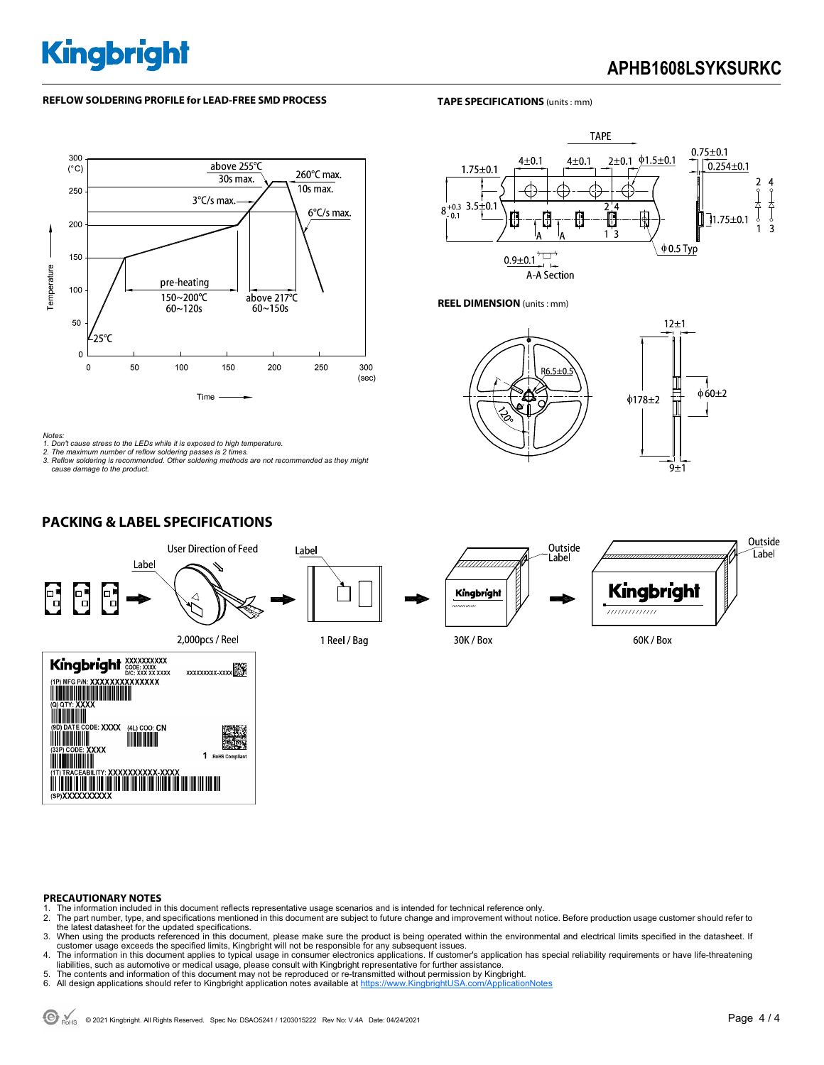## REFLOW SOLDERING PROFILE for LEAD-FREE SMD PROCESS

300
(°C)
250
200
150
100
50
0
Temperature
0 50 100 150 200 250 300 (sec)
Time
above 255°C
30s max.
260°C max.
10s max.
3°C/s max.
6°C/s max.
pre-heating
150~200°C
60~120s
above 217°C
60~150s
25°C

*Notes:*
*1. Don't cause stress to the LEDs while it is exposed to high temperature.*
*2. The maximum number of reflow soldering passes is 2 times.*
*3. Reflow soldering is recommended. Other soldering methods are not recommended as they might cause damage to the product.*

## TAPE SPECIFICATIONS (units : mm)

TAPE
1.75±0.1
4±0.1
4±0.1
2±0.1
ϕ1.5±0.1
0.75±0.1
0.254±0.1
8 +0.3 -0.1
3.5±0.1
1.75±0.1
ϕ0.5 Typ
0.9±0.1
A-A Section
2 4
1 3

## REEL DIMENSION (units : mm)

R6.5±0.5
120°
12±1
ϕ178±2
ϕ60±2
9±1

## PACKING & LABEL SPECIFICATIONS

User Direction of Feed
Label
Label
Outside Label
Outside Label
2,000pcs / Reel
1 Reel / Bag
30K / Box
60K / Box

Kingbright XXXXXXXXXX CODE: XXXX D/C: XXX XX XXXX XXXXXXXXX-XXXX
(1P) MFG P/N: XXXXXXXXXXXXXX
(Q) QTY: XXXX
(9D) DATE CODE: XXXX (4L) COO: CN
(33P) CODE: XXXX 1 RoHS Compliant
(1T) TRACEABILITY: XXXXXXXXXX-XXXX
(SP)XXXXXXXXXX

### PRECAUTIONARY NOTES

1. The information included in this document reflects representative usage scenarios and is intended for technical reference only.
2. The part number, type, and specifications mentioned in this document are subject to future change and improvement without notice. Before production usage customer should refer to the latest datasheet for the updated specifications.
3. When using the products referenced in this document, please make sure the product is being operated within the environmental and electrical limits specified in the datasheet. If customer usage exceeds the specified limits, Kingbright will not be responsible for any subsequent issues.
4. The information in this document applies to typical usage in consumer electronics applications. If customer's application has special reliability requirements or have life-threatening liabilities, such as automotive or medical usage, please consult with Kingbright representative for further assistance.
5. The contents and information of this document may not be reproduced or re-transmitted without permission by Kingbright.
6. All design applications should refer to Kingbright application notes available at https://www.KingbrightUSA.com/ApplicationNotes

© 2021 Kingbright. All Rights Reserved. Spec No: DSAO5241 / 1203015222 Rev No: V.4A Date: 04/24/2021